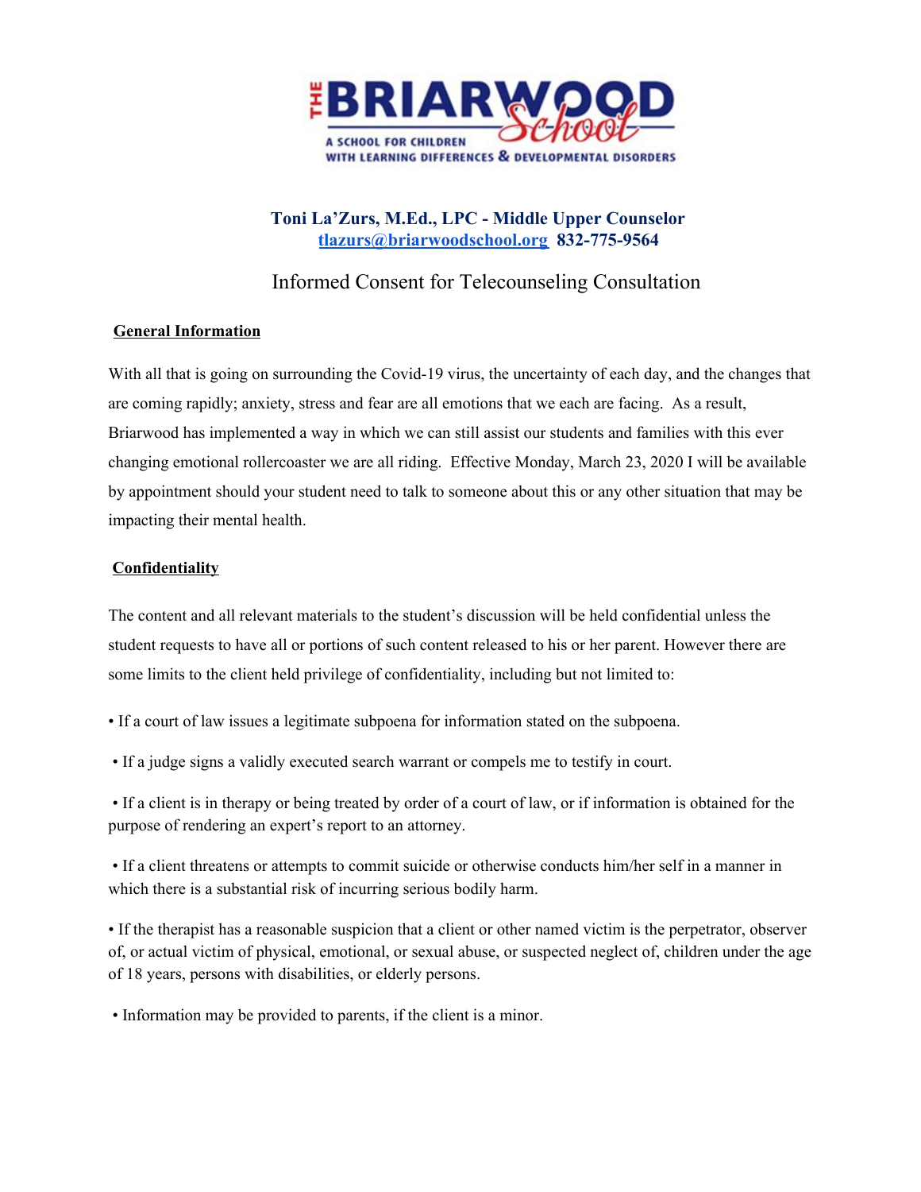**THE BRIARWOOD School**
A SCHOOL FOR CHILDREN WITH LEARNING DIFFERENCES & DEVELOPMENTAL DISORDERS

**Toni La'Zurs, M.Ed., LPC - Middle Upper Counselor**
**[tlazurs@briarwoodschool.org](mailto:tlazurs@briarwoodschool.org) 832-775-9564**

# Informed Consent for Telecounseling Consultation

## General Information

With all that is going on surrounding the Covid-19 virus, the uncertainty of each day, and the changes that are coming rapidly; anxiety, stress and fear are all emotions that we each are facing. As a result, Briarwood has implemented a way in which we can still assist our students and families with this ever changing emotional rollercoaster we are all riding. Effective Monday, March 23, 2020 I will be available by appointment should your student need to talk to someone about this or any other situation that may be impacting their mental health.

## Confidentiality

The content and all relevant materials to the student's discussion will be held confidential unless the student requests to have all or portions of such content released to his or her parent. However there are some limits to the client held privilege of confidentiality, including but not limited to:

- If a court of law issues a legitimate subpoena for information stated on the subpoena.
- If a judge signs a validly executed search warrant or compels me to testify in court.
- If a client is in therapy or being treated by order of a court of law, or if information is obtained for the purpose of rendering an expert's report to an attorney.
- If a client threatens or attempts to commit suicide or otherwise conducts him/her self in a manner in which there is a substantial risk of incurring serious bodily harm.
- If the therapist has a reasonable suspicion that a client or other named victim is the perpetrator, observer of, or actual victim of physical, emotional, or sexual abuse, or suspected neglect of, children under the age of 18 years, persons with disabilities, or elderly persons.
- Information may be provided to parents, if the client is a minor.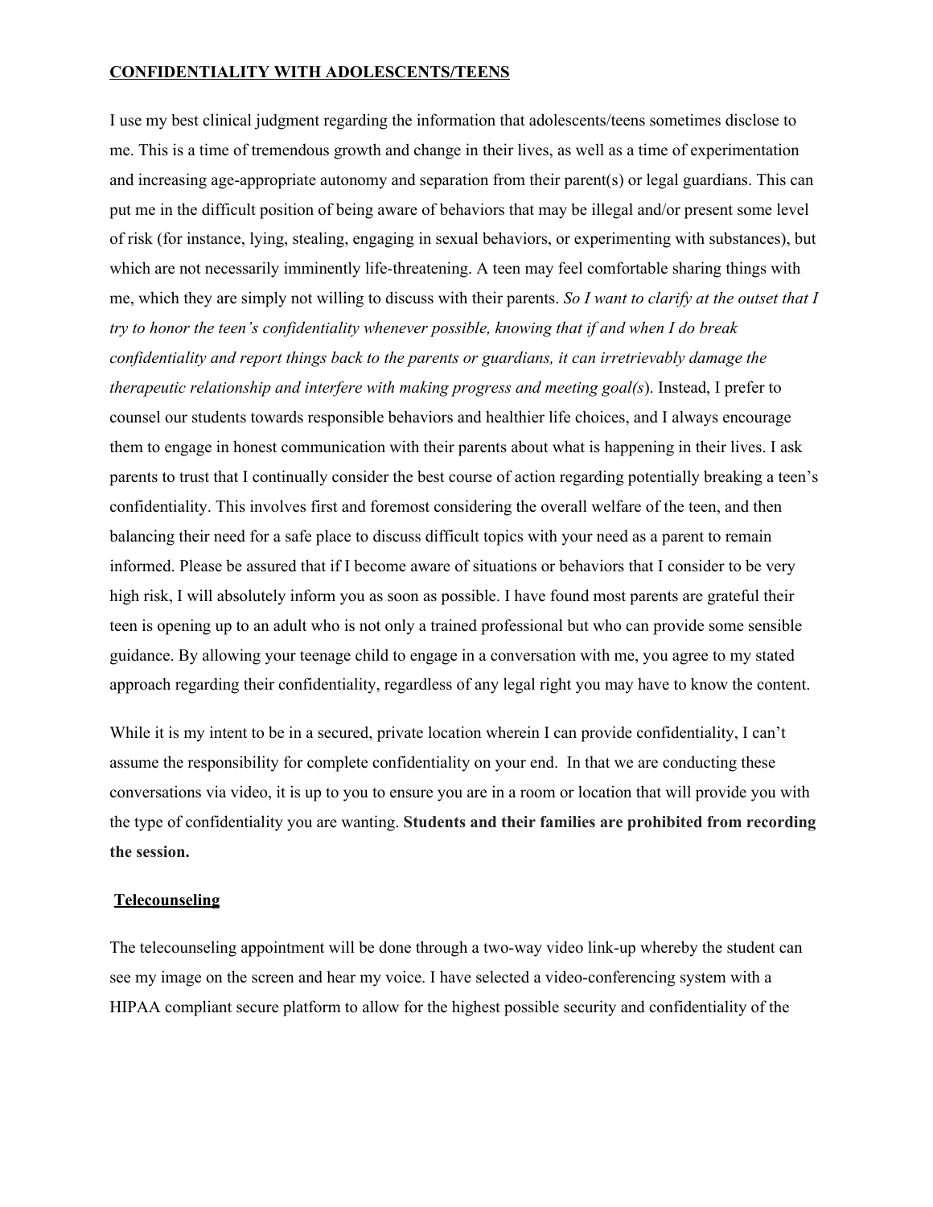## **CONFIDENTIALITY WITH ADOLESCENTS/TEENS**

I use my best clinical judgment regarding the information that adolescents/teens sometimes disclose to me. This is a time of tremendous growth and change in their lives, as well as a time of experimentation and increasing age-appropriate autonomy and separation from their parent(s) or legal guardians. This can put me in the difficult position of being aware of behaviors that may be illegal and/or present some level of risk (for instance, lying, stealing, engaging in sexual behaviors, or experimenting with substances), but which are not necessarily imminently life-threatening. A teen may feel comfortable sharing things with me, which they are simply not willing to discuss with their parents. *So I want to clarify at the outset that I try to honor the teen's confidentiality whenever possible, knowing that if and when I do break confidentiality and report things back to the parents or guardians, it can irretrievably damage the therapeutic relationship and interfere with making progress and meeting goal(s*). Instead, I prefer to counsel our students towards responsible behaviors and healthier life choices, and I always encourage them to engage in honest communication with their parents about what is happening in their lives. I ask parents to trust that I continually consider the best course of action regarding potentially breaking a teen's confidentiality. This involves first and foremost considering the overall welfare of the teen, and then balancing their need for a safe place to discuss difficult topics with your need as a parent to remain informed. Please be assured that if I become aware of situations or behaviors that I consider to be very high risk, I will absolutely inform you as soon as possible. I have found most parents are grateful their teen is opening up to an adult who is not only a trained professional but who can provide some sensible guidance. By allowing your teenage child to engage in a conversation with me, you agree to my stated approach regarding their confidentiality, regardless of any legal right you may have to know the content.

While it is my intent to be in a secured, private location wherein I can provide confidentiality, I can't assume the responsibility for complete confidentiality on your end. In that we are conducting these conversations via video, it is up to you to ensure you are in a room or location that will provide you with the type of confidentiality you are wanting. **Students and their families are prohibited from recording the session.**

## **Telecounseling**

The telecounseling appointment will be done through a two-way video link-up whereby the student can see my image on the screen and hear my voice. I have selected a video-conferencing system with a HIPAA compliant secure platform to allow for the highest possible security and confidentiality of the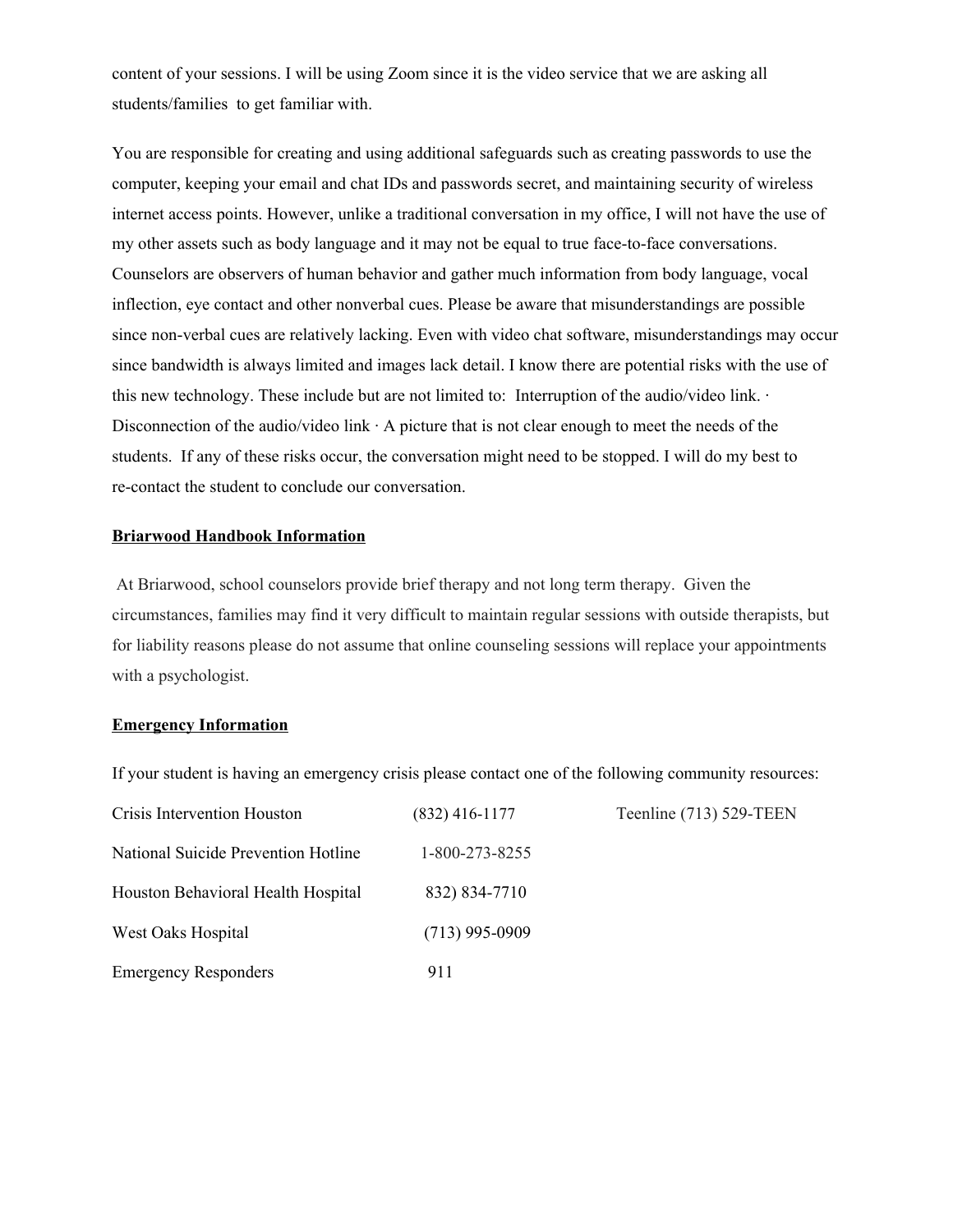content of your sessions. I will be using Zoom since it is the video service that we are asking all students/families to get familiar with.

You are responsible for creating and using additional safeguards such as creating passwords to use the computer, keeping your email and chat IDs and passwords secret, and maintaining security of wireless internet access points. However, unlike a traditional conversation in my office, I will not have the use of my other assets such as body language and it may not be equal to true face-to-face conversations. Counselors are observers of human behavior and gather much information from body language, vocal inflection, eye contact and other nonverbal cues. Please be aware that misunderstandings are possible since non-verbal cues are relatively lacking. Even with video chat software, misunderstandings may occur since bandwidth is always limited and images lack detail. I know there are potential risks with the use of this new technology. These include but are not limited to: Interruption of the audio/video link. · Disconnection of the audio/video link · A picture that is not clear enough to meet the needs of the students. If any of these risks occur, the conversation might need to be stopped. I will do my best to re-contact the student to conclude our conversation.

**Briarwood Handbook Information**

At Briarwood, school counselors provide brief therapy and not long term therapy. Given the circumstances, families may find it very difficult to maintain regular sessions with outside therapists, but for liability reasons please do not assume that online counseling sessions will replace your appointments with a psychologist.

**Emergency Information**

If your student is having an emergency crisis please contact one of the following community resources:

| | | |
|---|---|---|
| Crisis Intervention Houston | (832) 416-1177 | Teenline (713) 529-TEEN |
| National Suicide Prevention Hotline | 1-800-273-8255 | |
| Houston Behavioral Health Hospital | 832) 834-7710 | |
| West Oaks Hospital | (713) 995-0909 | |
| Emergency Responders | 911 | |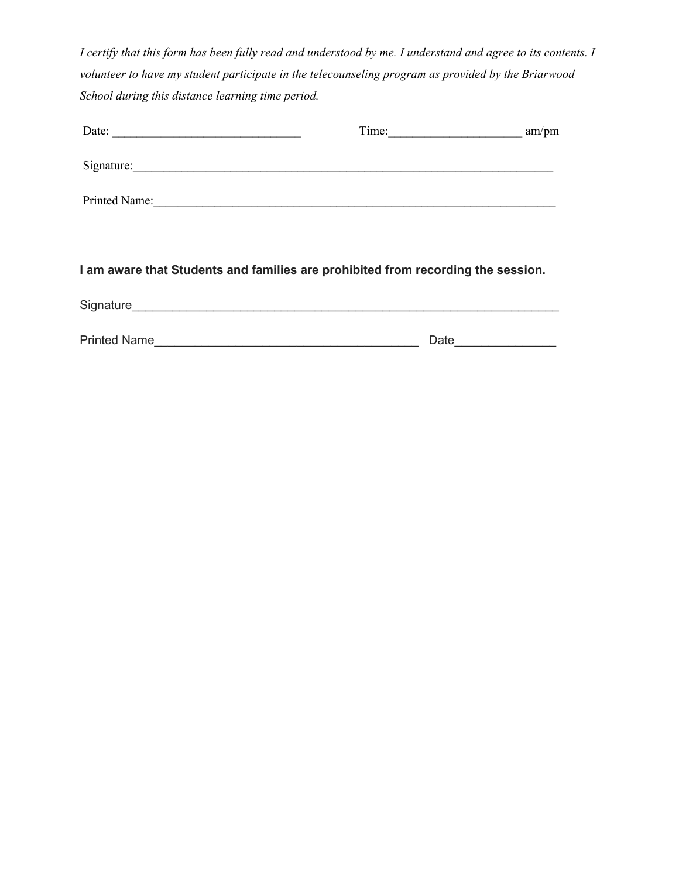*I certify that this form has been fully read and understood by me. I understand and agree to its contents. I volunteer to have my student participate in the telecounseling program as provided by the Briarwood School during this distance learning time period.*

Date: _______________________________ Time:_____________________ am/pm

Signature:___________________________________________________________________________

Printed Name:________________________________________________________________________

**I am aware that Students and families are prohibited from recording the session.**

Signature_________________________________________________________________

Printed Name_______________________________________ Date______________